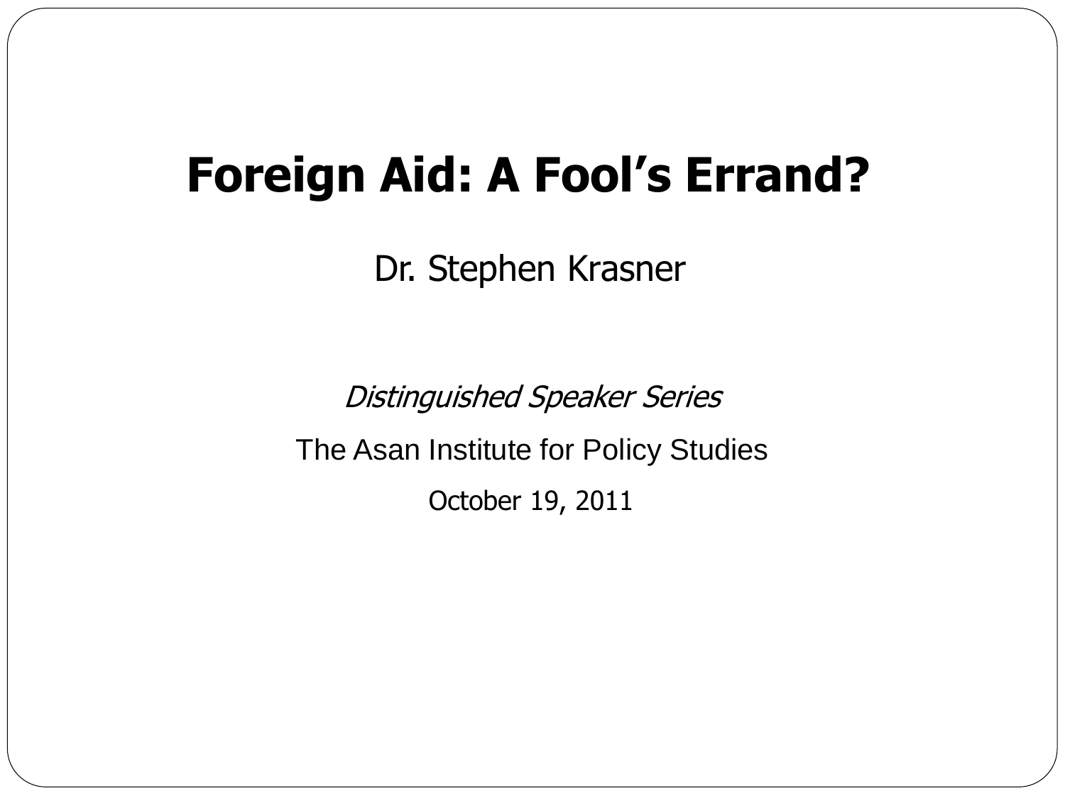# Foreign Aid: A Fool's Errand?

Dr. Stephen Krasner

*Distinguished Speaker Series*

The Asan Institute for Policy Studies

October 19, 2011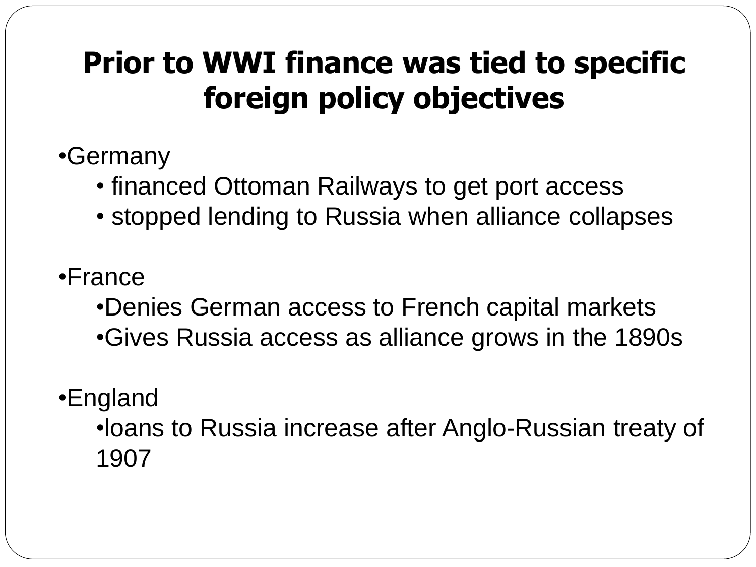# Prior to WWI finance was tied to specific foreign policy objectives

- Germany
  - financed Ottoman Railways to get port access
  - stopped lending to Russia when alliance collapses

- France
  - Denies German access to French capital markets
  - Gives Russia access as alliance grows in the 1890s

- England
  - loans to Russia increase after Anglo-Russian treaty of 1907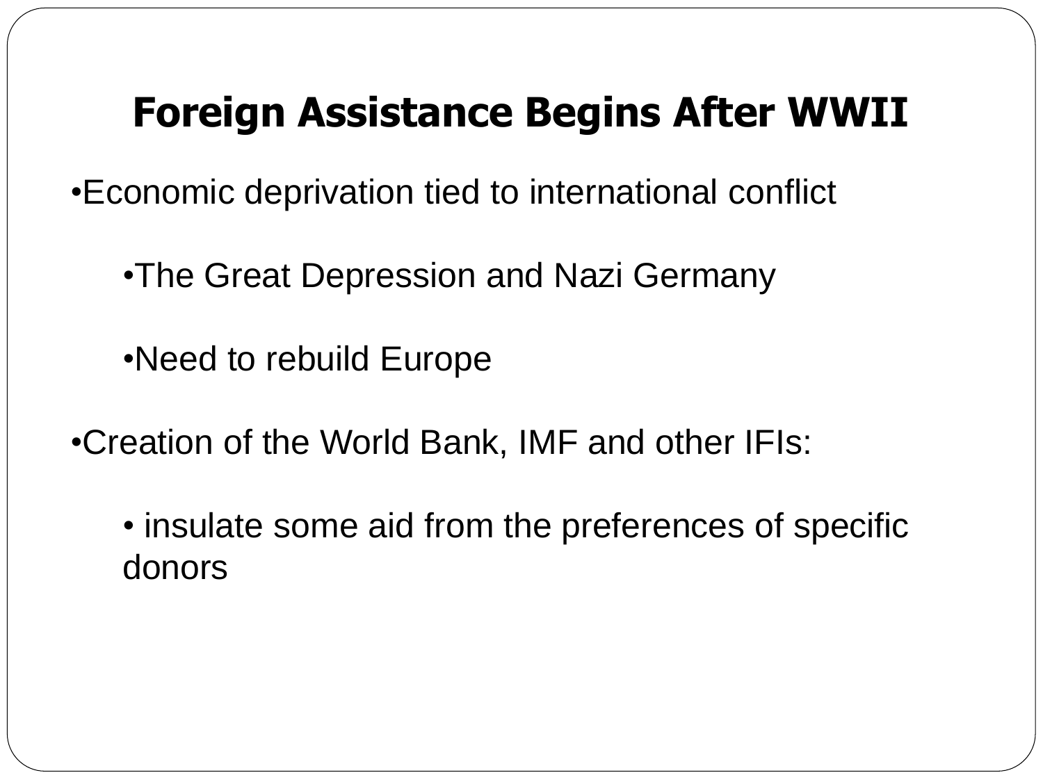# Foreign Assistance Begins After WWII

- Economic deprivation tied to international conflict
  - The Great Depression and Nazi Germany
  - Need to rebuild Europe
- Creation of the World Bank, IMF and other IFIs:
  - insulate some aid from the preferences of specific donors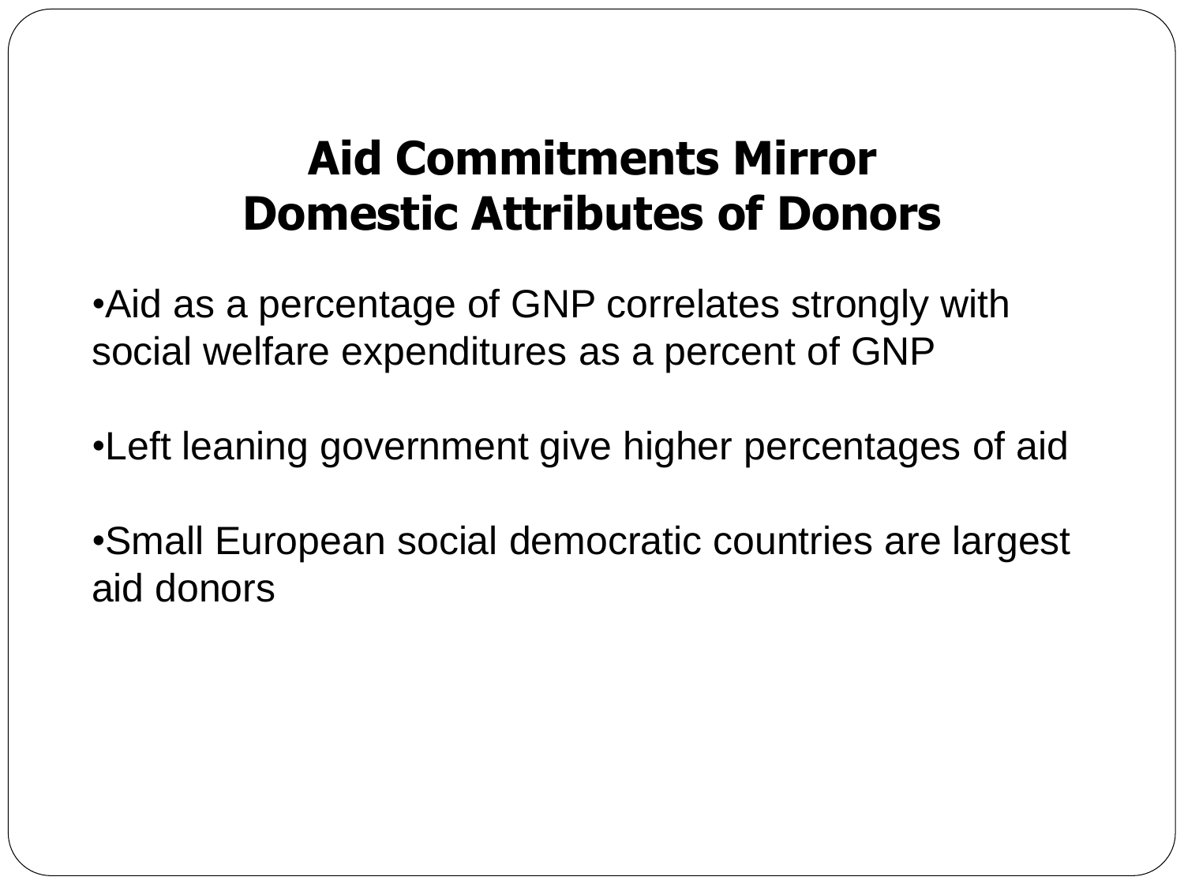# Aid Commitments Mirror Domestic Attributes of Donors

- Aid as a percentage of GNP correlates strongly with social welfare expenditures as a percent of GNP

- Left leaning government give higher percentages of aid

- Small European social democratic countries are largest aid donors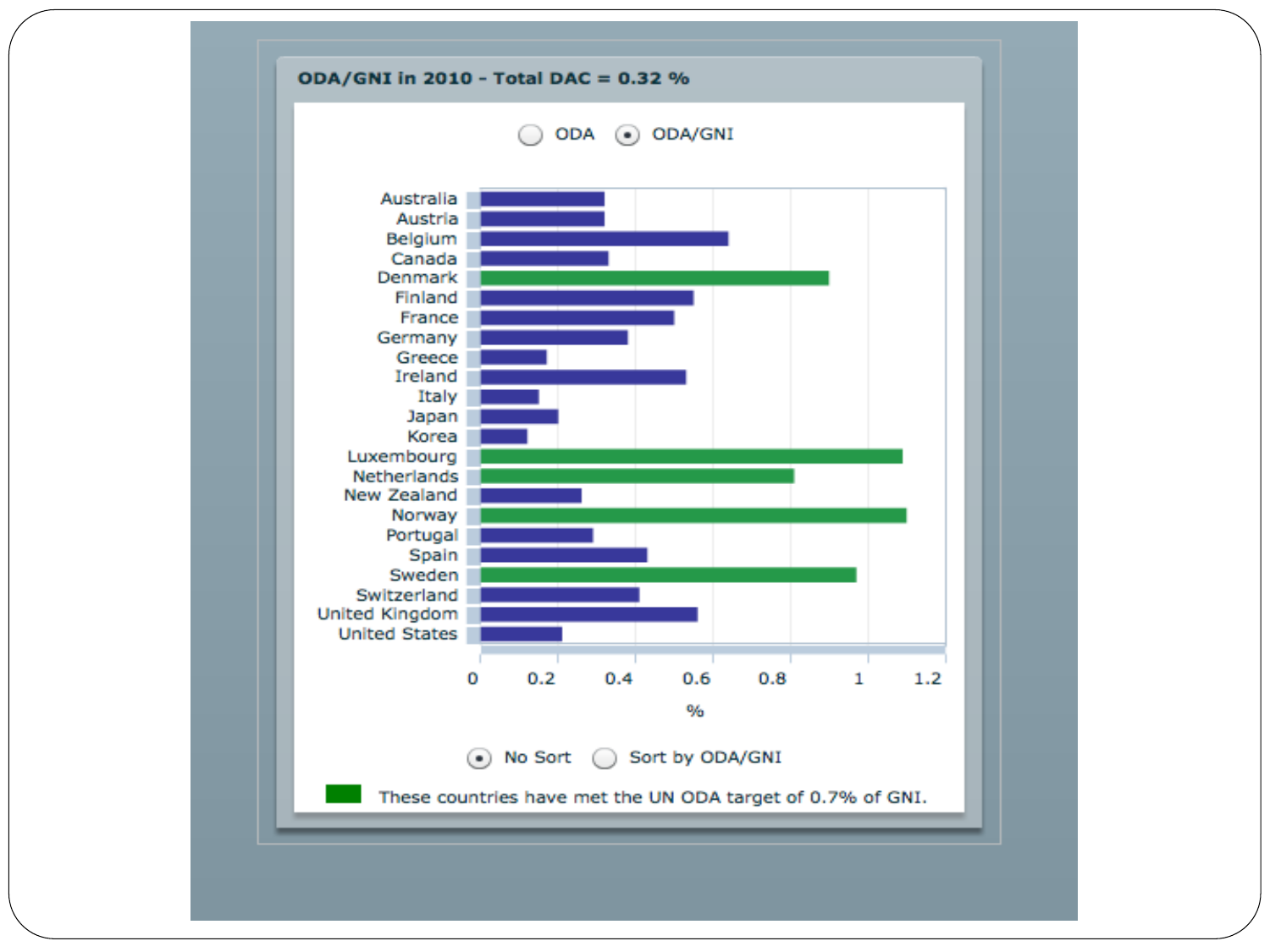**ODA/GNI in 2010 - Total DAC = 0.32 %**

ODA ◉ ODA/GNI

| Country | ODA/GNI (%) |
|---|---|
| Australia | 0.32 |
| Austria | 0.32 |
| Belgium | 0.64 |
| Canada | 0.33 |
| Denmark | 0.90 |
| Finland | 0.55 |
| France | 0.50 |
| Germany | 0.38 |
| Greece | 0.17 |
| Ireland | 0.53 |
| Italy | 0.15 |
| Japan | 0.20 |
| Korea | 0.12 |
| Luxembourg | 1.09 |
| Netherlands | 0.81 |
| New Zealand | 0.26 |
| Norway | 1.10 |
| Portugal | 0.29 |
| Spain | 0.43 |
| Sweden | 0.97 |
| Switzerland | 0.41 |
| United Kingdom | 0.56 |
| United States | 0.21 |

%

◉ No Sort ○ Sort by ODA/GNI

These countries have met the UN ODA target of 0.7% of GNI. (Denmark, Luxembourg, Netherlands, Norway, Sweden)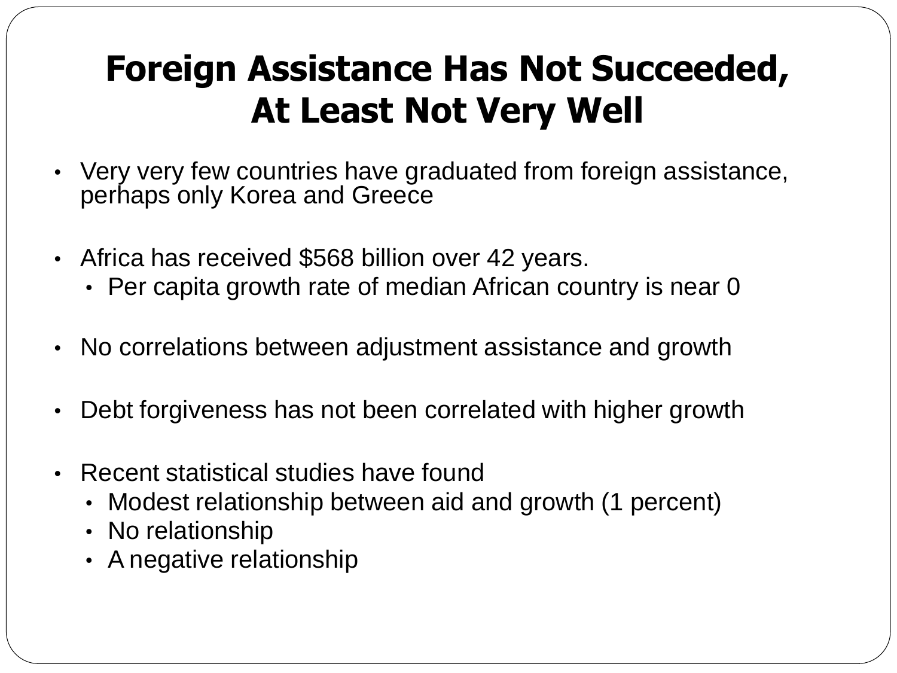# Foreign Assistance Has Not Succeeded, At Least Not Very Well

- Very very few countries have graduated from foreign assistance, perhaps only Korea and Greece
- Africa has received $568 billion over 42 years.
  - Per capita growth rate of median African country is near 0
- No correlations between adjustment assistance and growth
- Debt forgiveness has not been correlated with higher growth
- Recent statistical studies have found
  - Modest relationship between aid and growth (1 percent)
  - No relationship
  - A negative relationship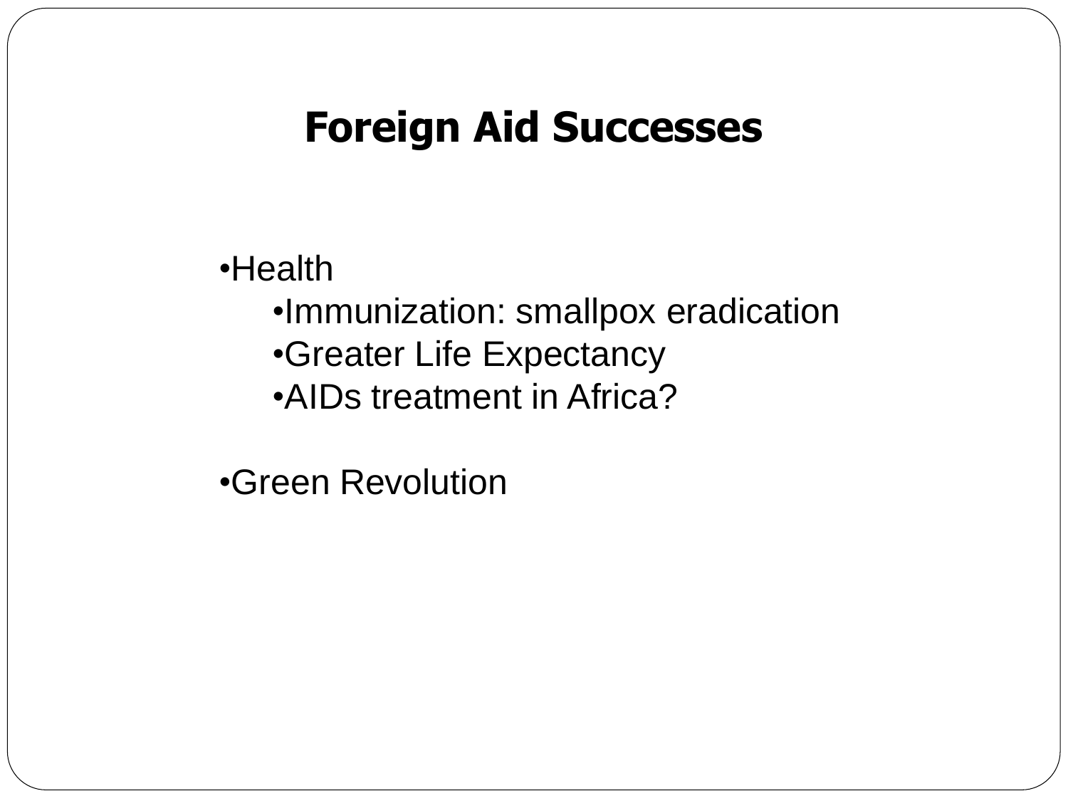# Foreign Aid Successes

- Health
  - Immunization: smallpox eradication
  - Greater Life Expectancy
  - AIDs treatment in Africa?
- Green Revolution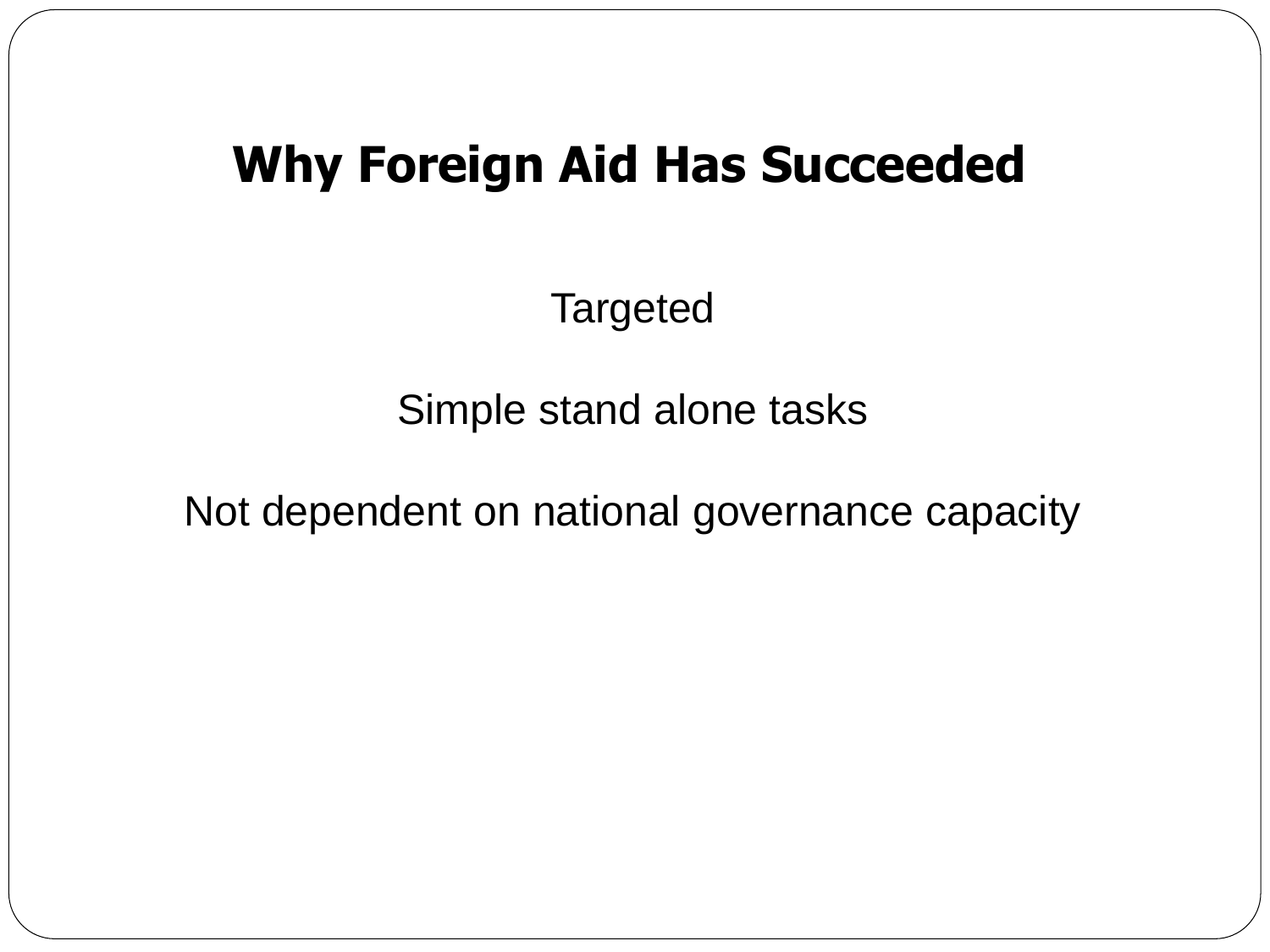# Why Foreign Aid Has Succeeded

Targeted

Simple stand alone tasks

Not dependent on national governance capacity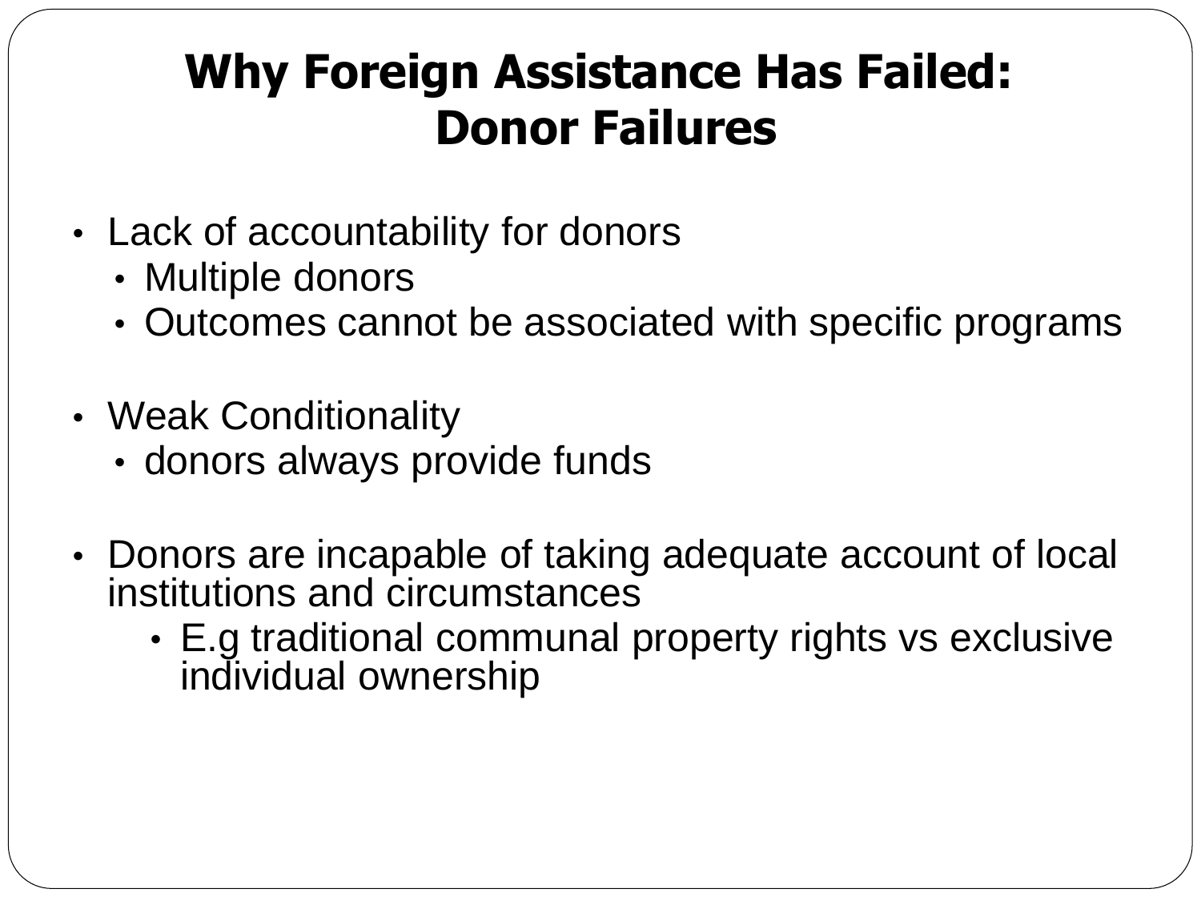# Why Foreign Assistance Has Failed: Donor Failures

- Lack of accountability for donors
  - Multiple donors
  - Outcomes cannot be associated with specific programs
- Weak Conditionality
  - donors always provide funds
- Donors are incapable of taking adequate account of local institutions and circumstances
  - E.g traditional communal property rights vs exclusive individual ownership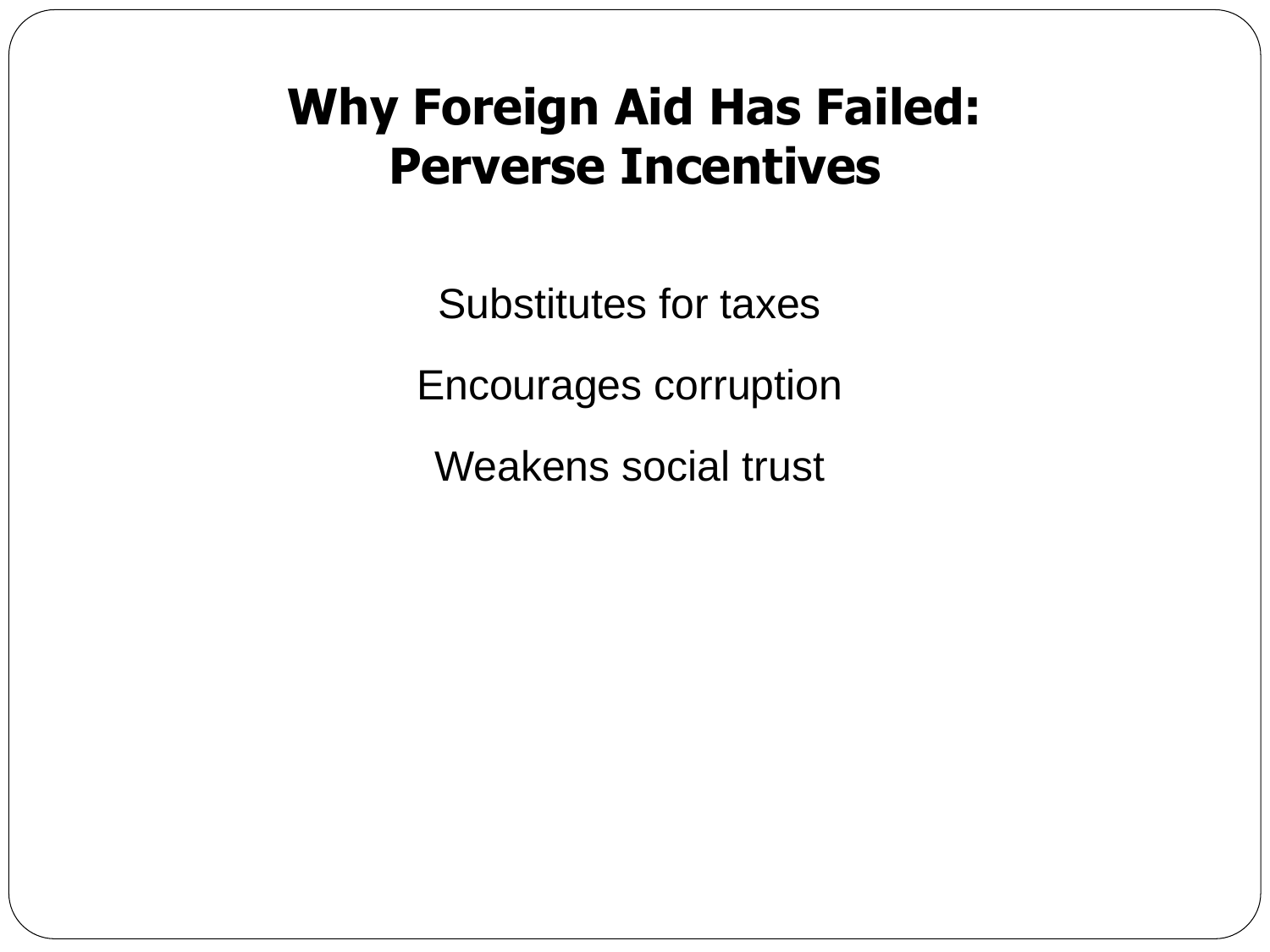# Why Foreign Aid Has Failed: Perverse Incentives

Substitutes for taxes

Encourages corruption

Weakens social trust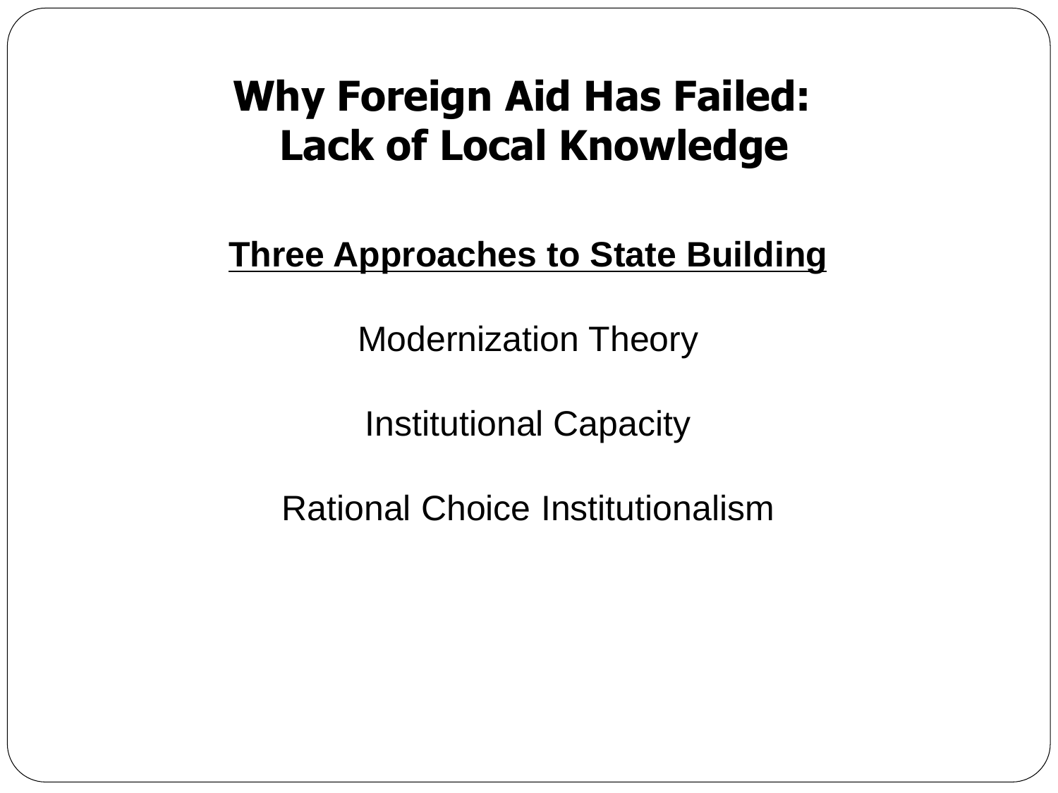# Why Foreign Aid Has Failed: Lack of Local Knowledge

**Three Approaches to State Building**

Modernization Theory

Institutional Capacity

Rational Choice Institutionalism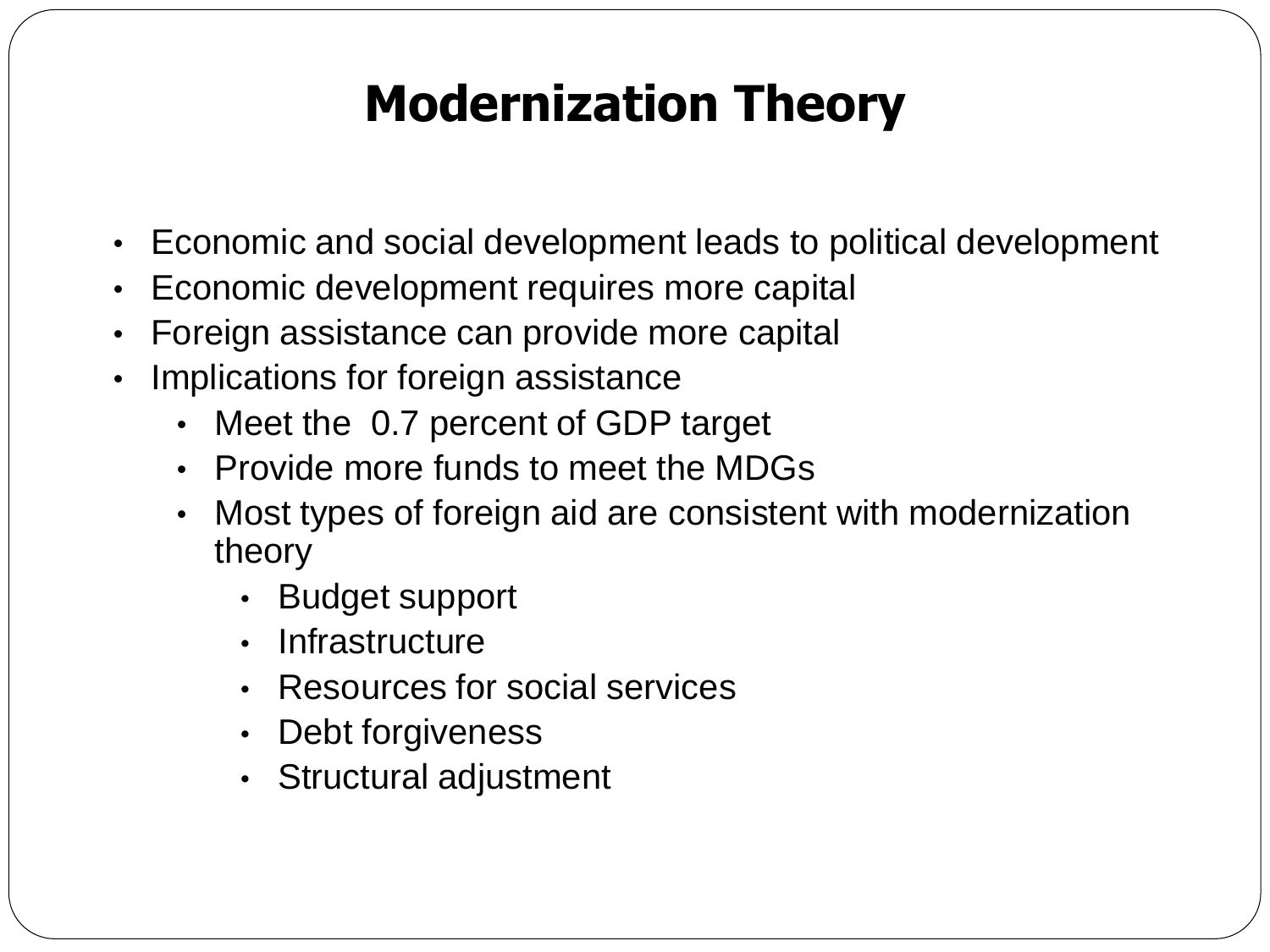# Modernization Theory

- Economic and social development leads to political development
- Economic development requires more capital
- Foreign assistance can provide more capital
- Implications for foreign assistance
  - Meet the 0.7 percent of GDP target
  - Provide more funds to meet the MDGs
  - Most types of foreign aid are consistent with modernization theory
    - Budget support
    - Infrastructure
    - Resources for social services
    - Debt forgiveness
    - Structural adjustment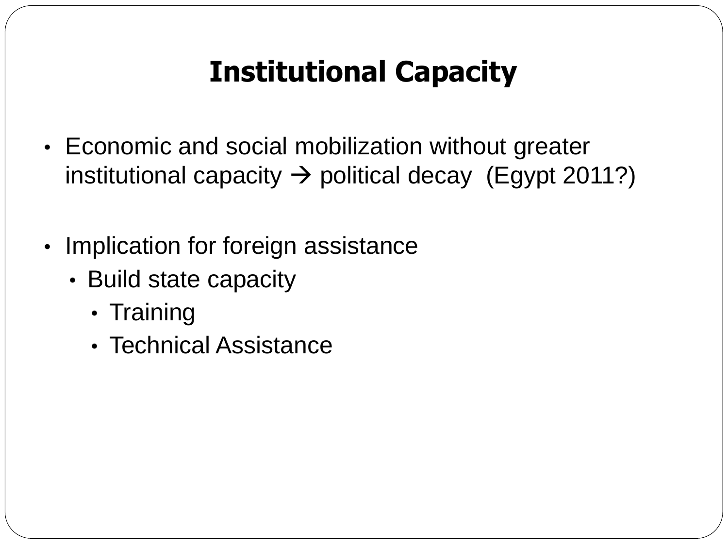# Institutional Capacity

- Economic and social mobilization without greater institutional capacity → political decay (Egypt 2011?)
- Implication for foreign assistance
  - Build state capacity
    - Training
    - Technical Assistance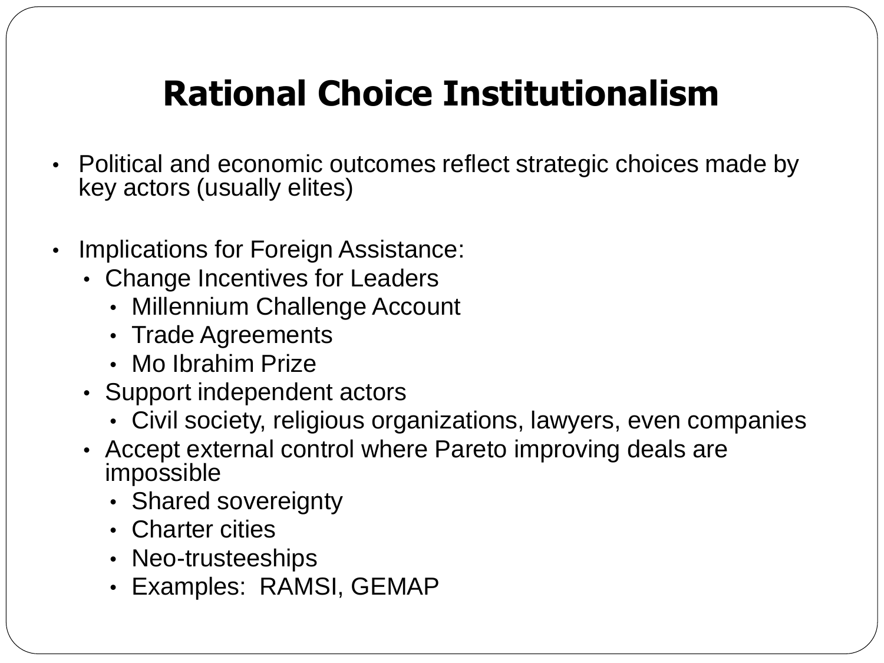# Rational Choice Institutionalism

- Political and economic outcomes reflect strategic choices made by key actors (usually elites)

- Implications for Foreign Assistance:
  - Change Incentives for Leaders
    - Millennium Challenge Account
    - Trade Agreements
    - Mo Ibrahim Prize
  - Support independent actors
    - Civil society, religious organizations, lawyers, even companies
  - Accept external control where Pareto improving deals are impossible
    - Shared sovereignty
    - Charter cities
    - Neo-trusteeships
    - Examples: RAMSI, GEMAP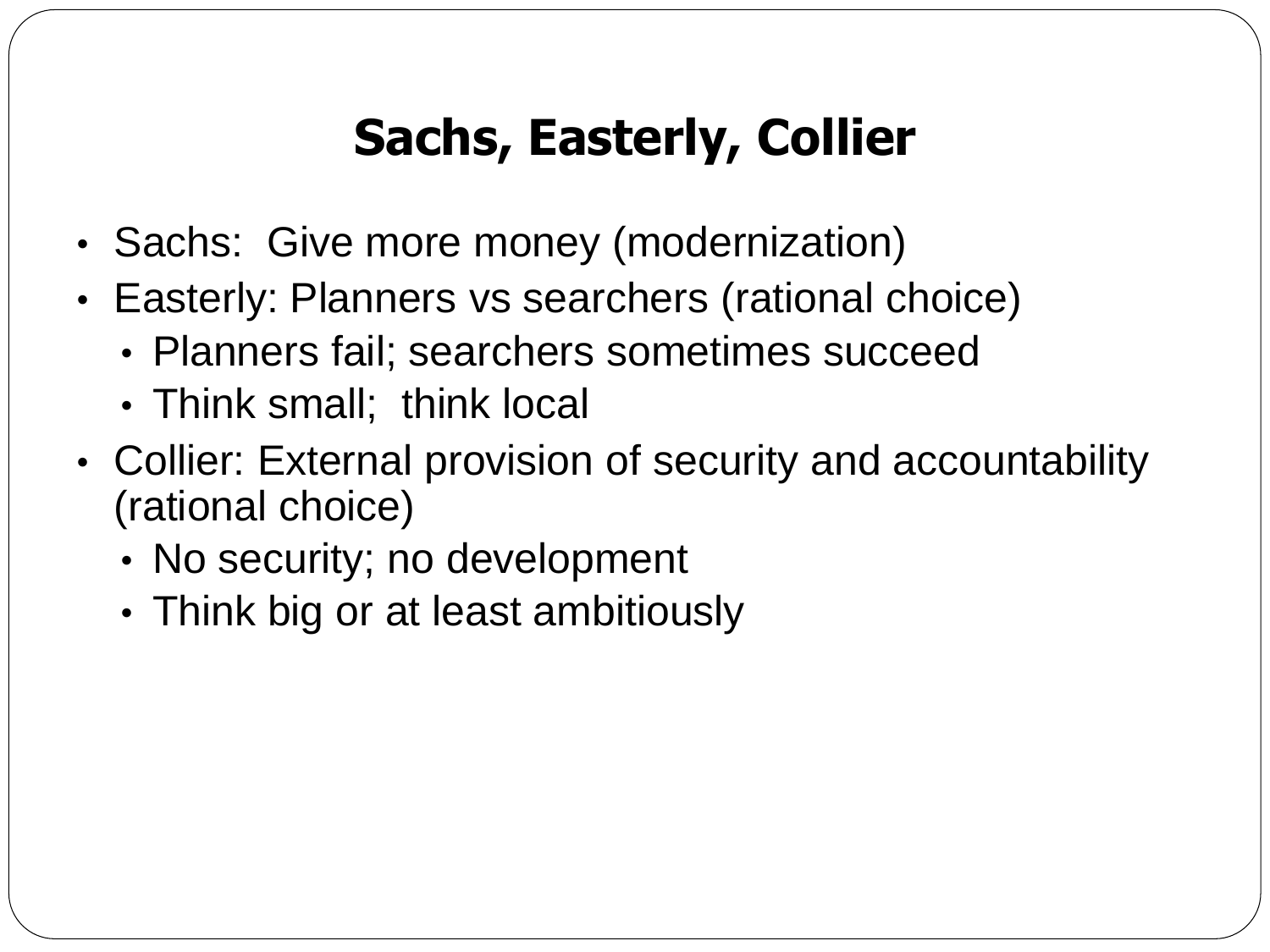# Sachs, Easterly, Collier

- Sachs:  Give more money (modernization)
- Easterly: Planners vs searchers (rational choice)
  - Planners fail; searchers sometimes succeed
  - Think small;  think local
- Collier: External provision of security and accountability (rational choice)
  - No security; no development
  - Think big or at least ambitiously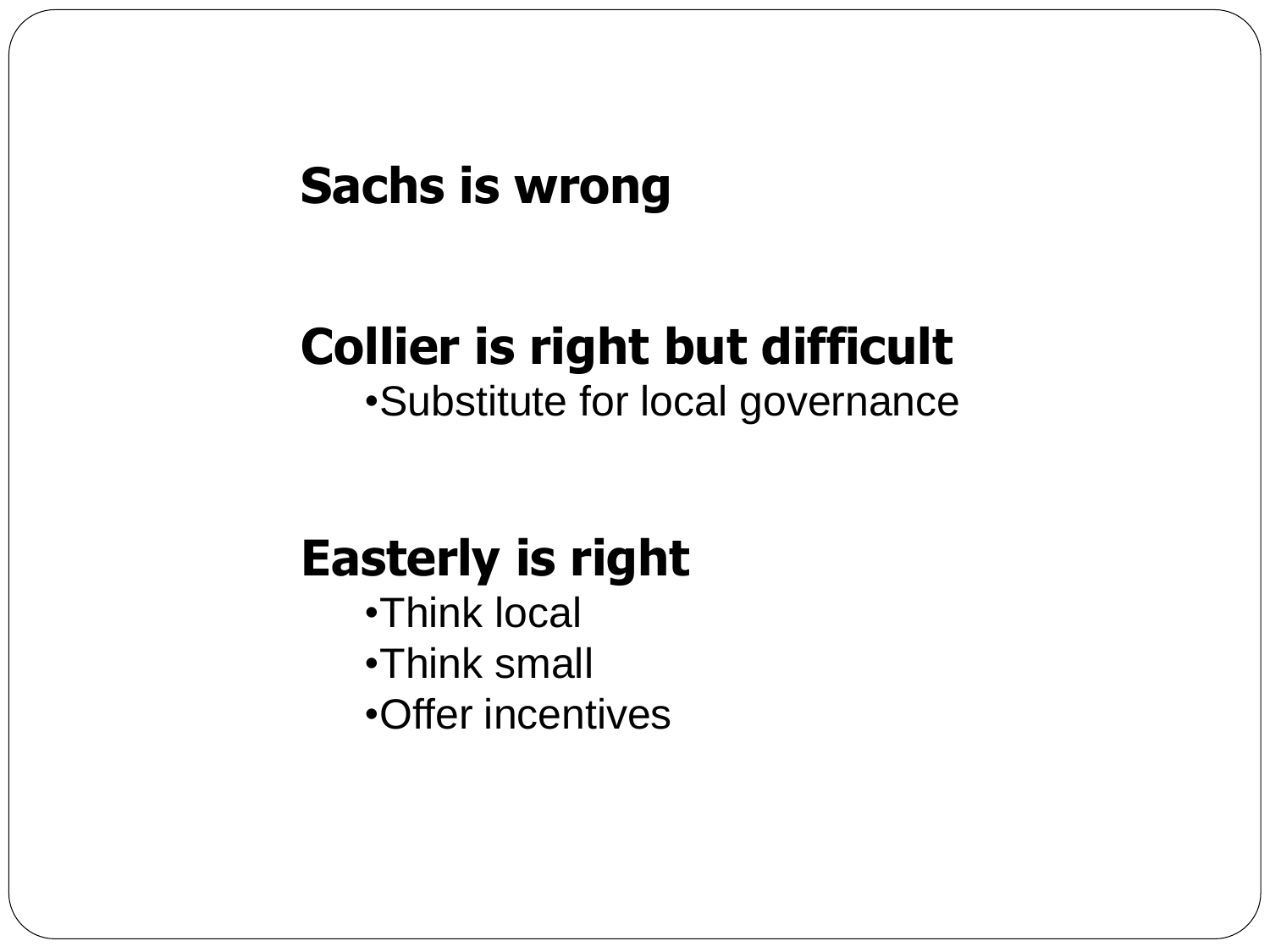**Sachs is wrong**

**Collier is right but difficult**

- Substitute for local governance

**Easterly is right**

- Think local
- Think small
- Offer incentives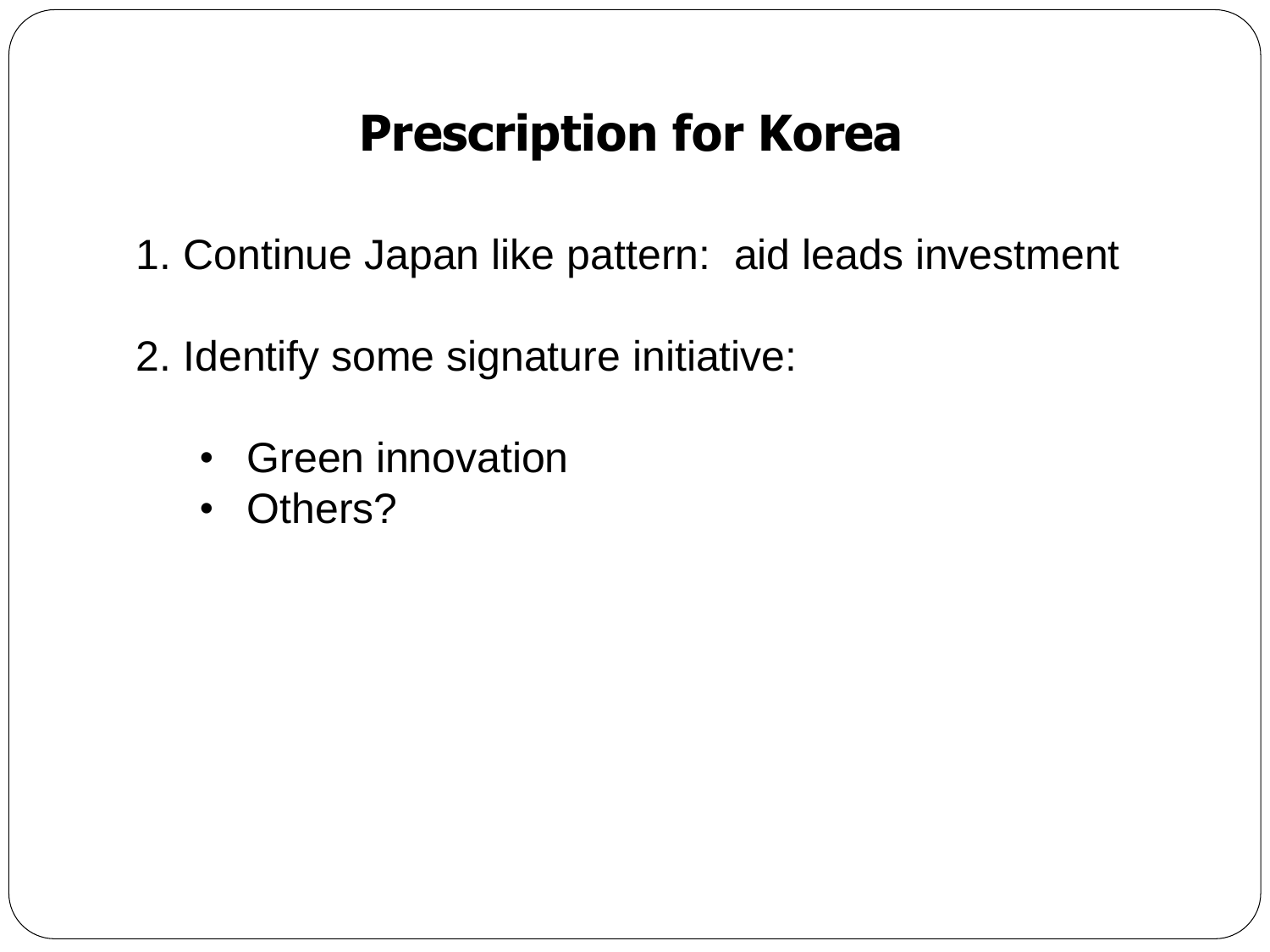# Prescription for Korea

1. Continue Japan like pattern: aid leads investment

2. Identify some signature initiative:

   - Green innovation
   - Others?